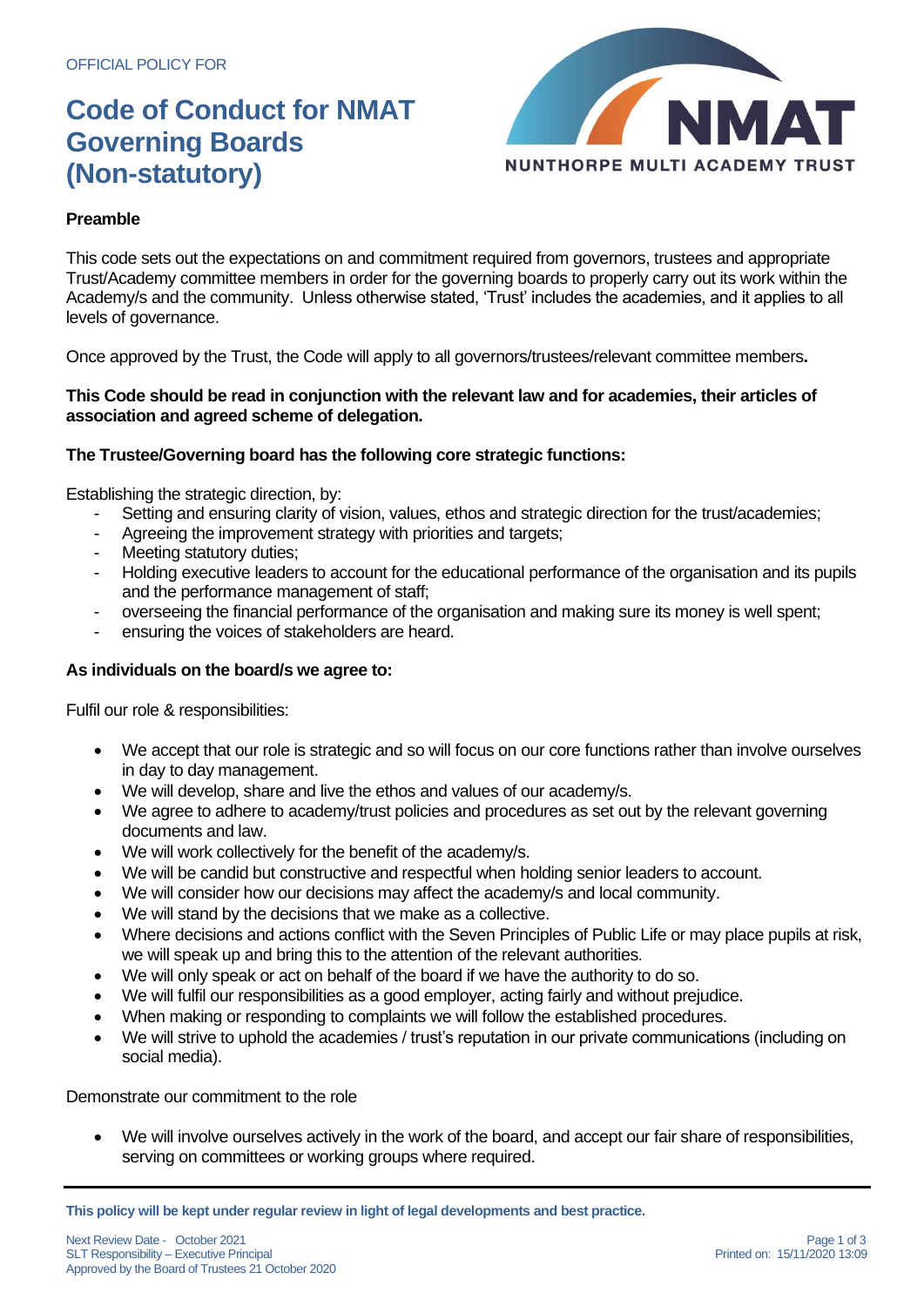OFFICIAL POLICY FOR

# Code of Conduct for NMAT Governing Boards (Non-statutory)

### Preamble

This code sets out the expectations on and commitment required from governors, trustees and appropriate Trust/Academy committee members in order for the governing boards to properly carry out its work within the Academy/s and the community. Unless otherwise stated, 'Trust' includes the academies, and it applies to all levels of governance.

Once approved by the Trust, the Code will apply to all governors/trustees/relevant committee members**.**

**This Code should be read in conjunction with the relevant law and for academies, their articles of association and agreed scheme of delegation.**

**The Trustee/Governing board has the following core strategic functions:**

Establishing the strategic direction, by:

- Setting and ensuring clarity of vision, values, ethos and strategic direction for the trust/academies;
- Agreeing the improvement strategy with priorities and targets;
- Meeting statutory duties;
- Holding executive leaders to account for the educational performance of the organisation and its pupils and the performance management of staff;
- overseeing the financial performance of the organisation and making sure its money is well spent;
- ensuring the voices of stakeholders are heard.

**As individuals on the board/s we agree to:**

Fulfil our role & responsibilities:

- We accept that our role is strategic and so will focus on our core functions rather than involve ourselves in day to day management.
- We will develop, share and live the ethos and values of our academy/s.
- We agree to adhere to academy/trust policies and procedures as set out by the relevant governing documents and law.
- We will work collectively for the benefit of the academy/s.
- We will be candid but constructive and respectful when holding senior leaders to account.
- We will consider how our decisions may affect the academy/s and local community.
- We will stand by the decisions that we make as a collective.
- Where decisions and actions conflict with the Seven Principles of Public Life or may place pupils at risk, we will speak up and bring this to the attention of the relevant authorities.
- We will only speak or act on behalf of the board if we have the authority to do so.
- We will fulfil our responsibilities as a good employer, acting fairly and without prejudice.
- When making or responding to complaints we will follow the established procedures.
- We will strive to uphold the academies / trust's reputation in our private communications (including on social media).

Demonstrate our commitment to the role

- We will involve ourselves actively in the work of the board, and accept our fair share of responsibilities, serving on committees or working groups where required.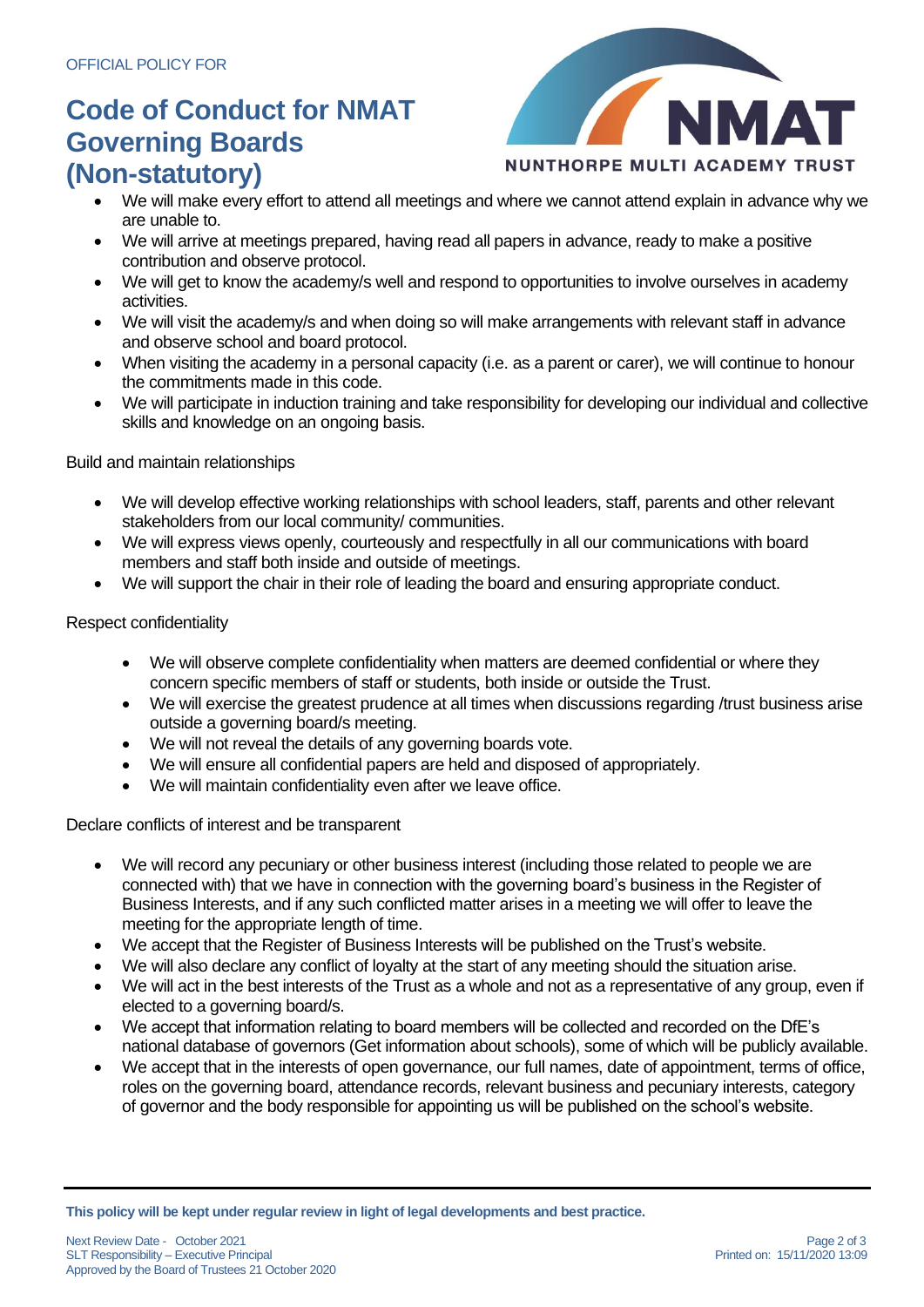OFFICIAL POLICY FOR

# Code of Conduct for NMAT Governing Boards (Non-statutory)

- We will make every effort to attend all meetings and where we cannot attend explain in advance why we are unable to.
- We will arrive at meetings prepared, having read all papers in advance, ready to make a positive contribution and observe protocol.
- We will get to know the academy/s well and respond to opportunities to involve ourselves in academy activities.
- We will visit the academy/s and when doing so will make arrangements with relevant staff in advance and observe school and board protocol.
- When visiting the academy in a personal capacity (i.e. as a parent or carer), we will continue to honour the commitments made in this code.
- We will participate in induction training and take responsibility for developing our individual and collective skills and knowledge on an ongoing basis.

Build and maintain relationships

- We will develop effective working relationships with school leaders, staff, parents and other relevant stakeholders from our local community/ communities.
- We will express views openly, courteously and respectfully in all our communications with board members and staff both inside and outside of meetings.
- We will support the chair in their role of leading the board and ensuring appropriate conduct.

Respect confidentiality

- We will observe complete confidentiality when matters are deemed confidential or where they concern specific members of staff or students, both inside or outside the Trust.
- We will exercise the greatest prudence at all times when discussions regarding /trust business arise outside a governing board/s meeting.
- We will not reveal the details of any governing boards vote.
- We will ensure all confidential papers are held and disposed of appropriately.
- We will maintain confidentiality even after we leave office.

Declare conflicts of interest and be transparent

- We will record any pecuniary or other business interest (including those related to people we are connected with) that we have in connection with the governing board's business in the Register of Business Interests, and if any such conflicted matter arises in a meeting we will offer to leave the meeting for the appropriate length of time.
- We accept that the Register of Business Interests will be published on the Trust's website.
- We will also declare any conflict of loyalty at the start of any meeting should the situation arise.
- We will act in the best interests of the Trust as a whole and not as a representative of any group, even if elected to a governing board/s.
- We accept that information relating to board members will be collected and recorded on the DfE's national database of governors (Get information about schools), some of which will be publicly available.
- We accept that in the interests of open governance, our full names, date of appointment, terms of office, roles on the governing board, attendance records, relevant business and pecuniary interests, category of governor and the body responsible for appointing us will be published on the school's website.

**This policy will be kept under regular review in light of legal developments and best practice.**

Next Review Date - October 2021
SLT Responsibility – Executive Principal
Approved by the Board of Trustees 21 October 2020

Printed on: 15/11/2020 13:09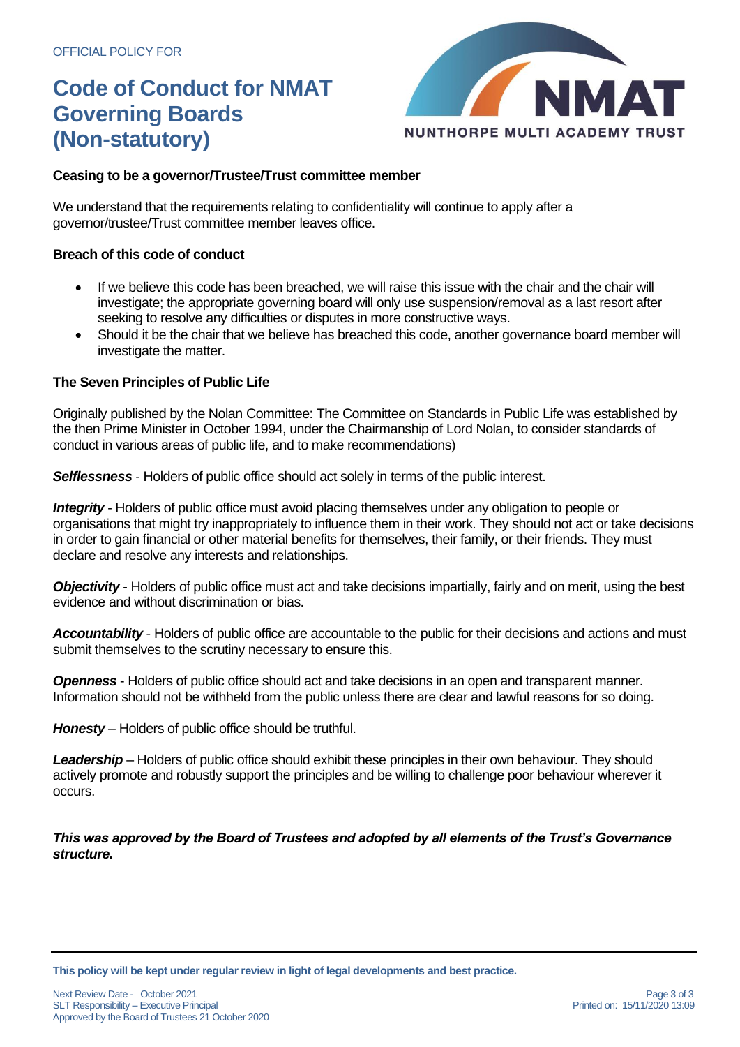OFFICIAL POLICY FOR

# Code of Conduct for NMAT Governing Boards (Non-statutory)

### Ceasing to be a governor/Trustee/Trust committee member

We understand that the requirements relating to confidentiality will continue to apply after a governor/trustee/Trust committee member leaves office.

### Breach of this code of conduct

- If we believe this code has been breached, we will raise this issue with the chair and the chair will investigate; the appropriate governing board will only use suspension/removal as a last resort after seeking to resolve any difficulties or disputes in more constructive ways.
- Should it be the chair that we believe has breached this code, another governance board member will investigate the matter.

### The Seven Principles of Public Life

Originally published by the Nolan Committee: The Committee on Standards in Public Life was established by the then Prime Minister in October 1994, under the Chairmanship of Lord Nolan, to consider standards of conduct in various areas of public life, and to make recommendations)

***Selflessness*** - Holders of public office should act solely in terms of the public interest.

***Integrity*** - Holders of public office must avoid placing themselves under any obligation to people or organisations that might try inappropriately to influence them in their work. They should not act or take decisions in order to gain financial or other material benefits for themselves, their family, or their friends. They must declare and resolve any interests and relationships.

***Objectivity*** - Holders of public office must act and take decisions impartially, fairly and on merit, using the best evidence and without discrimination or bias.

***Accountability*** - Holders of public office are accountable to the public for their decisions and actions and must submit themselves to the scrutiny necessary to ensure this.

***Openness*** - Holders of public office should act and take decisions in an open and transparent manner. Information should not be withheld from the public unless there are clear and lawful reasons for so doing.

***Honesty*** – Holders of public office should be truthful.

***Leadership*** – Holders of public office should exhibit these principles in their own behaviour. They should actively promote and robustly support the principles and be willing to challenge poor behaviour wherever it occurs.

***This was approved by the Board of Trustees and adopted by all elements of the Trust's Governance structure.***

**This policy will be kept under regular review in light of legal developments and best practice.**

Next Review Date - October 2021
SLT Responsibility – Executive Principal
Approved by the Board of Trustees 21 October 2020

Printed on: 15/11/2020 13:09